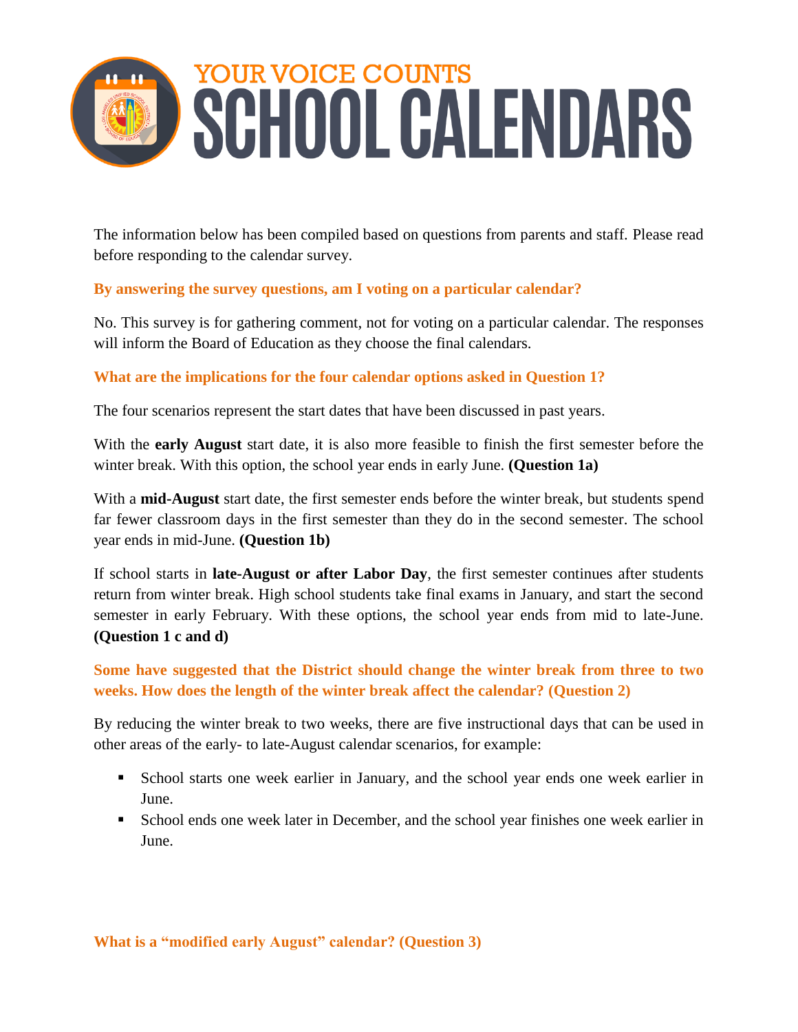# YOUR VOICE COUNTS
# SCHOOL CALENDARS

The information below has been compiled based on questions from parents and staff. Please read before responding to the calendar survey.

### By answering the survey questions, am I voting on a particular calendar?

No. This survey is for gathering comment, not for voting on a particular calendar. The responses will inform the Board of Education as they choose the final calendars.

### What are the implications for the four calendar options asked in Question 1?

The four scenarios represent the start dates that have been discussed in past years.

With the **early August** start date, it is also more feasible to finish the first semester before the winter break. With this option, the school year ends in early June. **(Question 1a)**

With a **mid-August** start date, the first semester ends before the winter break, but students spend far fewer classroom days in the first semester than they do in the second semester. The school year ends in mid-June. **(Question 1b)**

If school starts in **late-August or after Labor Day**, the first semester continues after students return from winter break. High school students take final exams in January, and start the second semester in early February. With these options, the school year ends from mid to late-June. **(Question 1 c and d)**

### Some have suggested that the District should change the winter break from three to two weeks. How does the length of the winter break affect the calendar? (Question 2)

By reducing the winter break to two weeks, there are five instructional days that can be used in other areas of the early- to late-August calendar scenarios, for example:

- School starts one week earlier in January, and the school year ends one week earlier in June.
- School ends one week later in December, and the school year finishes one week earlier in June.

### What is a "modified early August" calendar? (Question 3)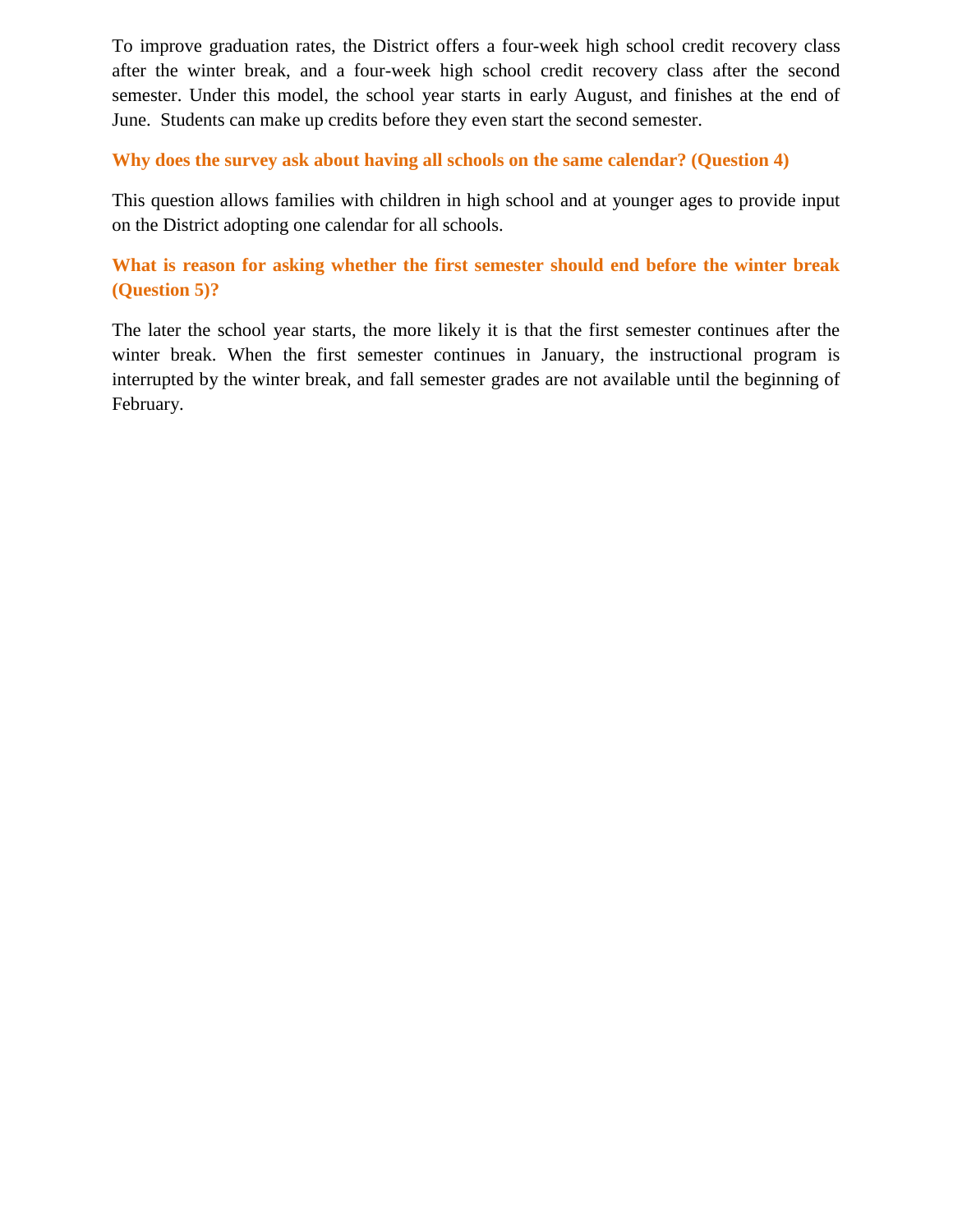To improve graduation rates, the District offers a four-week high school credit recovery class after the winter break, and a four-week high school credit recovery class after the second semester. Under this model, the school year starts in early August, and finishes at the end of June. Students can make up credits before they even start the second semester.

**Why does the survey ask about having all schools on the same calendar? (Question 4)**

This question allows families with children in high school and at younger ages to provide input on the District adopting one calendar for all schools.

**What is reason for asking whether the first semester should end before the winter break (Question 5)?**

The later the school year starts, the more likely it is that the first semester continues after the winter break. When the first semester continues in January, the instructional program is interrupted by the winter break, and fall semester grades are not available until the beginning of February.